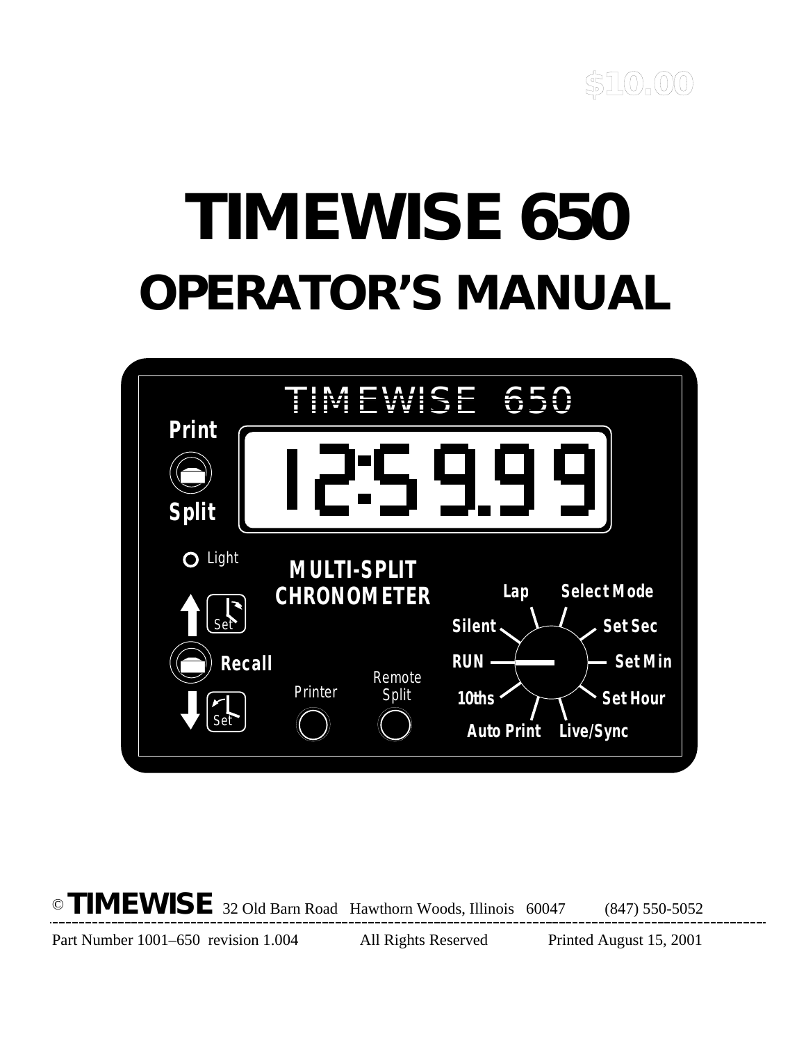$10.00

# TIMEWISE 650
# OPERATOR'S MANUAL

TIMEWISE 650

Print

12:59.99

Split

Light

MULTI-SPLIT CHRONOMETER

Set

Recall

Set

Printer

Remote Split

Lap

Select Mode

Silent

Set Sec

RUN

Set Min

10ths

Set Hour

Auto Print

Live/Sync

© **TIMEWISE** 32 Old Barn Road Hawthorn Woods, Illinois 60047 (847) 550-5052

Part Number 1001–650 revision 1.004 All Rights Reserved Printed August 15, 2001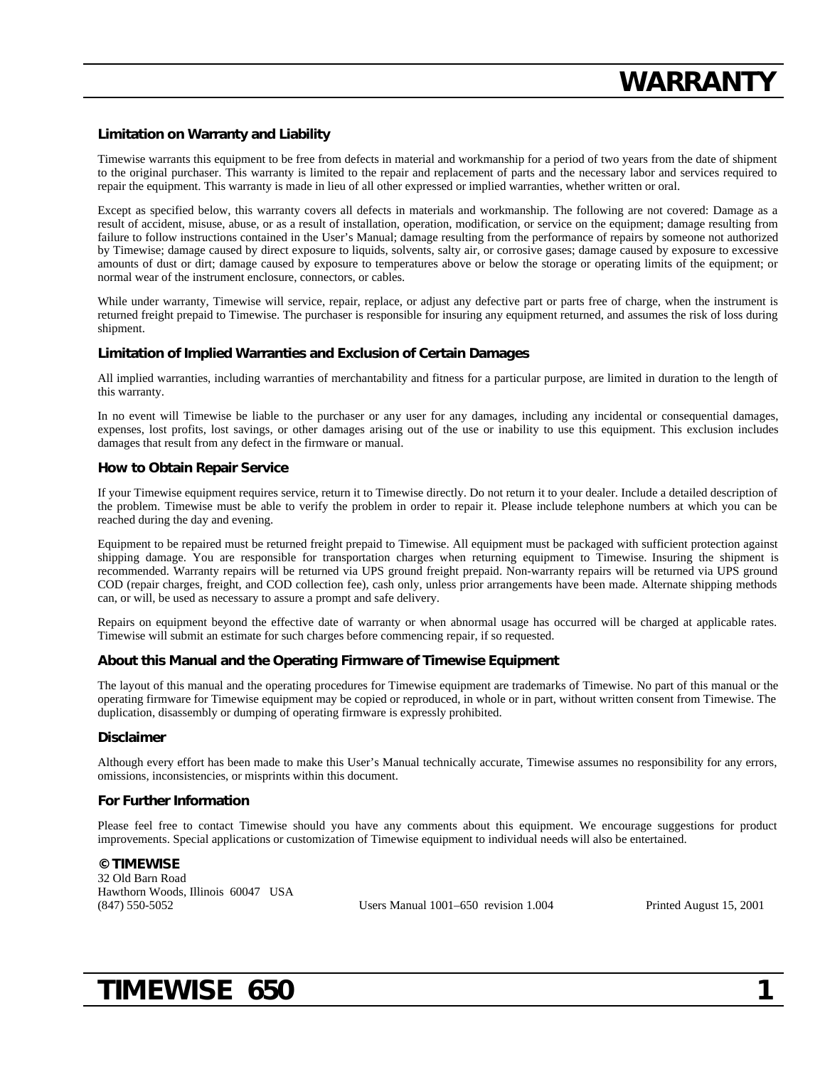# WARRANTY

### Limitation on Warranty and Liability

Timewise warrants this equipment to be free from defects in material and workmanship for a period of two years from the date of shipment to the original purchaser. This warranty is limited to the repair and replacement of parts and the necessary labor and services required to repair the equipment. This warranty is made in lieu of all other expressed or implied warranties, whether written or oral.

Except as specified below, this warranty covers all defects in materials and workmanship. The following are not covered: Damage as a result of accident, misuse, abuse, or as a result of installation, operation, modification, or service on the equipment; damage resulting from failure to follow instructions contained in the User's Manual; damage resulting from the performance of repairs by someone not authorized by Timewise; damage caused by direct exposure to liquids, solvents, salty air, or corrosive gases; damage caused by exposure to excessive amounts of dust or dirt; damage caused by exposure to temperatures above or below the storage or operating limits of the equipment; or normal wear of the instrument enclosure, connectors, or cables.

While under warranty, Timewise will service, repair, replace, or adjust any defective part or parts free of charge, when the instrument is returned freight prepaid to Timewise. The purchaser is responsible for insuring any equipment returned, and assumes the risk of loss during shipment.

### Limitation of Implied Warranties and Exclusion of Certain Damages

All implied warranties, including warranties of merchantability and fitness for a particular purpose, are limited in duration to the length of this warranty.

In no event will Timewise be liable to the purchaser or any user for any damages, including any incidental or consequential damages, expenses, lost profits, lost savings, or other damages arising out of the use or inability to use this equipment. This exclusion includes damages that result from any defect in the firmware or manual.

### How to Obtain Repair Service

If your Timewise equipment requires service, return it to Timewise directly. Do not return it to your dealer. Include a detailed description of the problem. Timewise must be able to verify the problem in order to repair it. Please include telephone numbers at which you can be reached during the day and evening.

Equipment to be repaired must be returned freight prepaid to Timewise. All equipment must be packaged with sufficient protection against shipping damage. You are responsible for transportation charges when returning equipment to Timewise. Insuring the shipment is recommended. Warranty repairs will be returned via UPS ground freight prepaid. Non-warranty repairs will be returned via UPS ground COD (repair charges, freight, and COD collection fee), cash only, unless prior arrangements have been made. Alternate shipping methods can, or will, be used as necessary to assure a prompt and safe delivery.

Repairs on equipment beyond the effective date of warranty or when abnormal usage has occurred will be charged at applicable rates. Timewise will submit an estimate for such charges before commencing repair, if so requested.

### About this Manual and the Operating Firmware of Timewise Equipment

The layout of this manual and the operating procedures for Timewise equipment are trademarks of Timewise. No part of this manual or the operating firmware for Timewise equipment may be copied or reproduced, in whole or in part, without written consent from Timewise. The duplication, disassembly or dumping of operating firmware is expressly prohibited.

### Disclaimer

Although every effort has been made to make this User's Manual technically accurate, Timewise assumes no responsibility for any errors, omissions, inconsistencies, or misprints within this document.

### For Further Information

Please feel free to contact Timewise should you have any comments about this equipment. We encourage suggestions for product improvements. Special applications or customization of Timewise equipment to individual needs will also be entertained.

**© TIMEWISE**
32 Old Barn Road
Hawthorn Woods, Illinois 60047 USA
(847) 550-5052

Users Manual 1001–650 revision 1.004

Printed August 15, 2001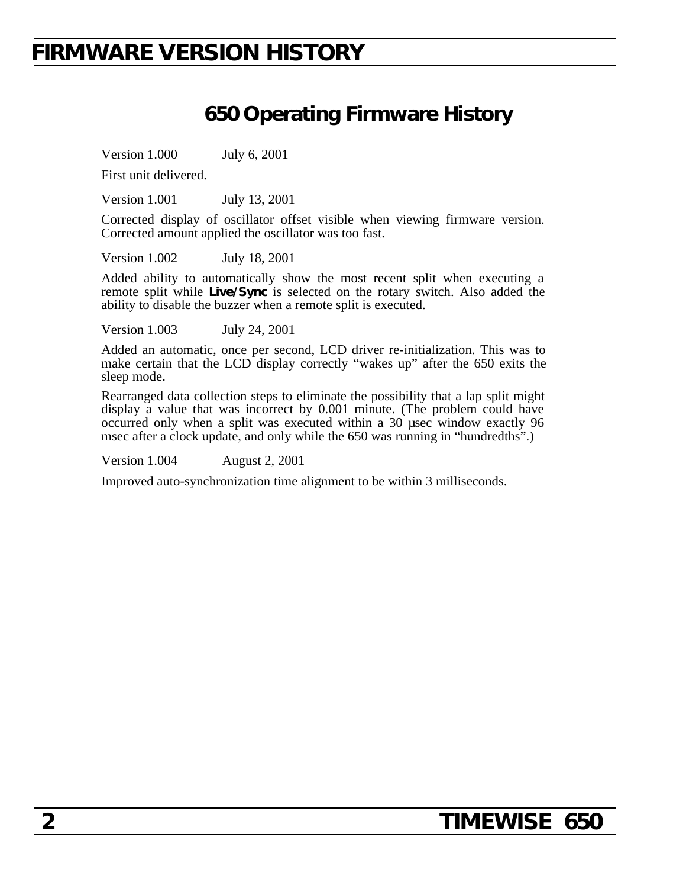# FIRMWARE VERSION HISTORY

## 650 Operating Firmware History

Version 1.000 July 6, 2001

First unit delivered.

Version 1.001 July 13, 2001

Corrected display of oscillator offset visible when viewing firmware version. Corrected amount applied the oscillator was too fast.

Version 1.002 July 18, 2001

Added ability to automatically show the most recent split when executing a remote split while **Live/Sync** is selected on the rotary switch. Also added the ability to disable the buzzer when a remote split is executed.

Version 1.003 July 24, 2001

Added an automatic, once per second, LCD driver re-initialization. This was to make certain that the LCD display correctly "wakes up" after the 650 exits the sleep mode.

Rearranged data collection steps to eliminate the possibility that a lap split might display a value that was incorrect by 0.001 minute. (The problem could have occurred only when a split was executed within a 30 µsec window exactly 96 msec after a clock update, and only while the 650 was running in "hundredths".)

Version 1.004 August 2, 2001

Improved auto-synchronization time alignment to be within 3 milliseconds.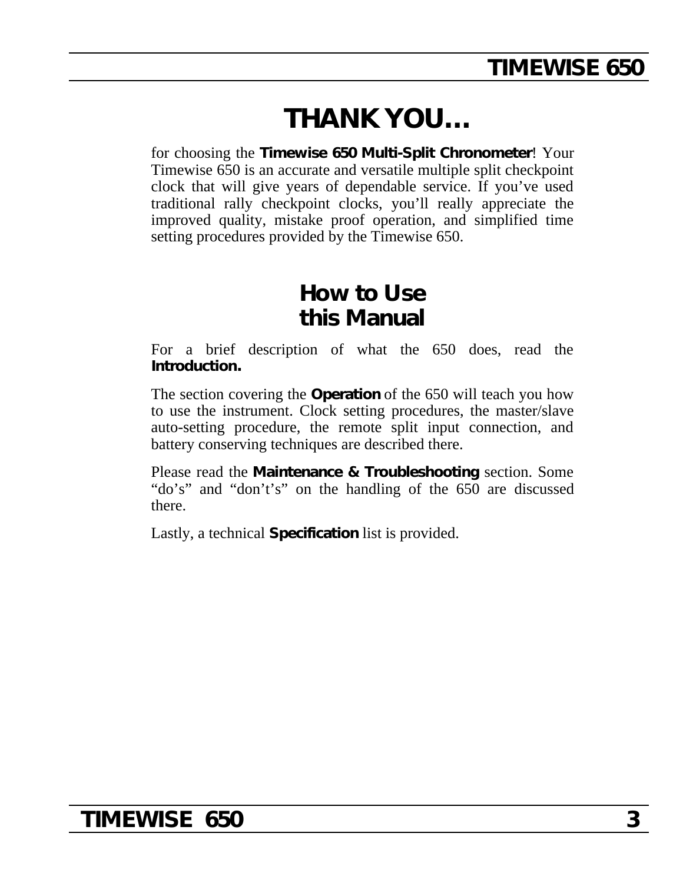# THANK YOU…

for choosing the **Timewise 650 Multi-Split Chronometer**! Your Timewise 650 is an accurate and versatile multiple split checkpoint clock that will give years of dependable service. If you've used traditional rally checkpoint clocks, you'll really appreciate the improved quality, mistake proof operation, and simplified time setting procedures provided by the Timewise 650.

## How to Use this Manual

For a brief description of what the 650 does, read the **Introduction.**

The section covering the **Operation** of the 650 will teach you how to use the instrument. Clock setting procedures, the master/slave auto-setting procedure, the remote split input connection, and battery conserving techniques are described there.

Please read the **Maintenance & Troubleshooting** section. Some "do's" and "don't's" on the handling of the 650 are discussed there.

Lastly, a technical **Specification** list is provided.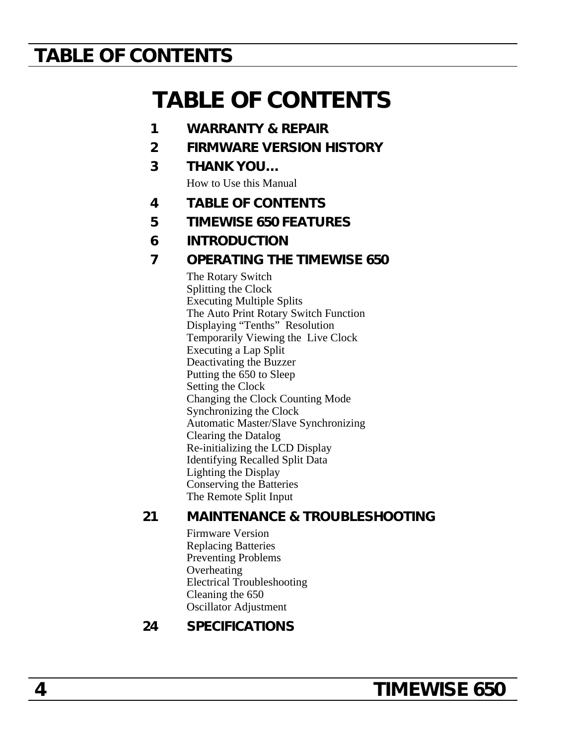# TABLE OF CONTENTS

**1 WARRANTY & REPAIR**

**2 FIRMWARE VERSION HISTORY**

**3 THANK YOU…**

How to Use this Manual

**4 TABLE OF CONTENTS**

**5 TIMEWISE 650 FEATURES**

**6 INTRODUCTION**

**7 OPERATING THE TIMEWISE 650**

The Rotary Switch
Splitting the Clock
Executing Multiple Splits
The Auto Print Rotary Switch Function
Displaying “Tenths” Resolution
Temporarily Viewing the Live Clock
Executing a Lap Split
Deactivating the Buzzer
Putting the 650 to Sleep
Setting the Clock
Changing the Clock Counting Mode
Synchronizing the Clock
Automatic Master/Slave Synchronizing
Clearing the Datalog
Re-initializing the LCD Display
Identifying Recalled Split Data
Lighting the Display
Conserving the Batteries
The Remote Split Input

**21 MAINTENANCE & TROUBLESHOOTING**

Firmware Version
Replacing Batteries
Preventing Problems
Overheating
Electrical Troubleshooting
Cleaning the 650
Oscillator Adjustment

**24 SPECIFICATIONS**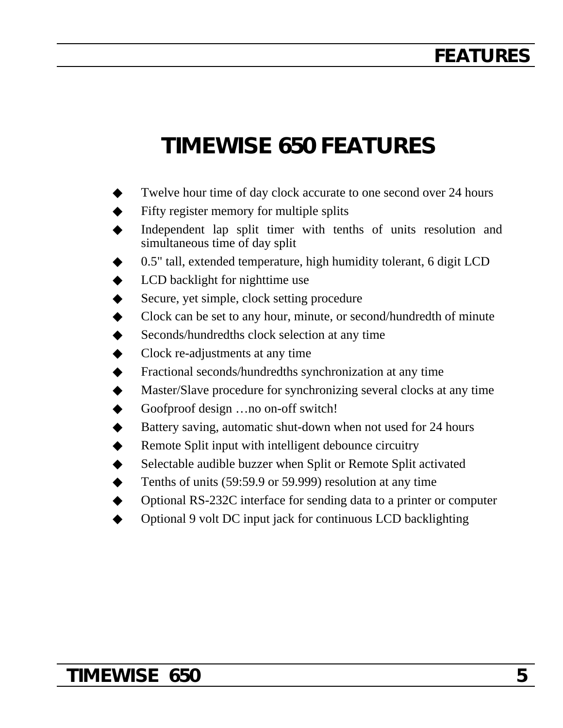# TIMEWISE 650 FEATURES

- Twelve hour time of day clock accurate to one second over 24 hours
- Fifty register memory for multiple splits
- Independent lap split timer with tenths of units resolution and simultaneous time of day split
- 0.5" tall, extended temperature, high humidity tolerant, 6 digit LCD
- LCD backlight for nighttime use
- Secure, yet simple, clock setting procedure
- Clock can be set to any hour, minute, or second/hundredth of minute
- Seconds/hundredths clock selection at any time
- Clock re-adjustments at any time
- Fractional seconds/hundredths synchronization at any time
- Master/Slave procedure for synchronizing several clocks at any time
- Goofproof design …no on-off switch!
- Battery saving, automatic shut-down when not used for 24 hours
- Remote Split input with intelligent debounce circuitry
- Selectable audible buzzer when Split or Remote Split activated
- Tenths of units (59:59.9 or 59.999) resolution at any time
- Optional RS-232C interface for sending data to a printer or computer
- Optional 9 volt DC input jack for continuous LCD backlighting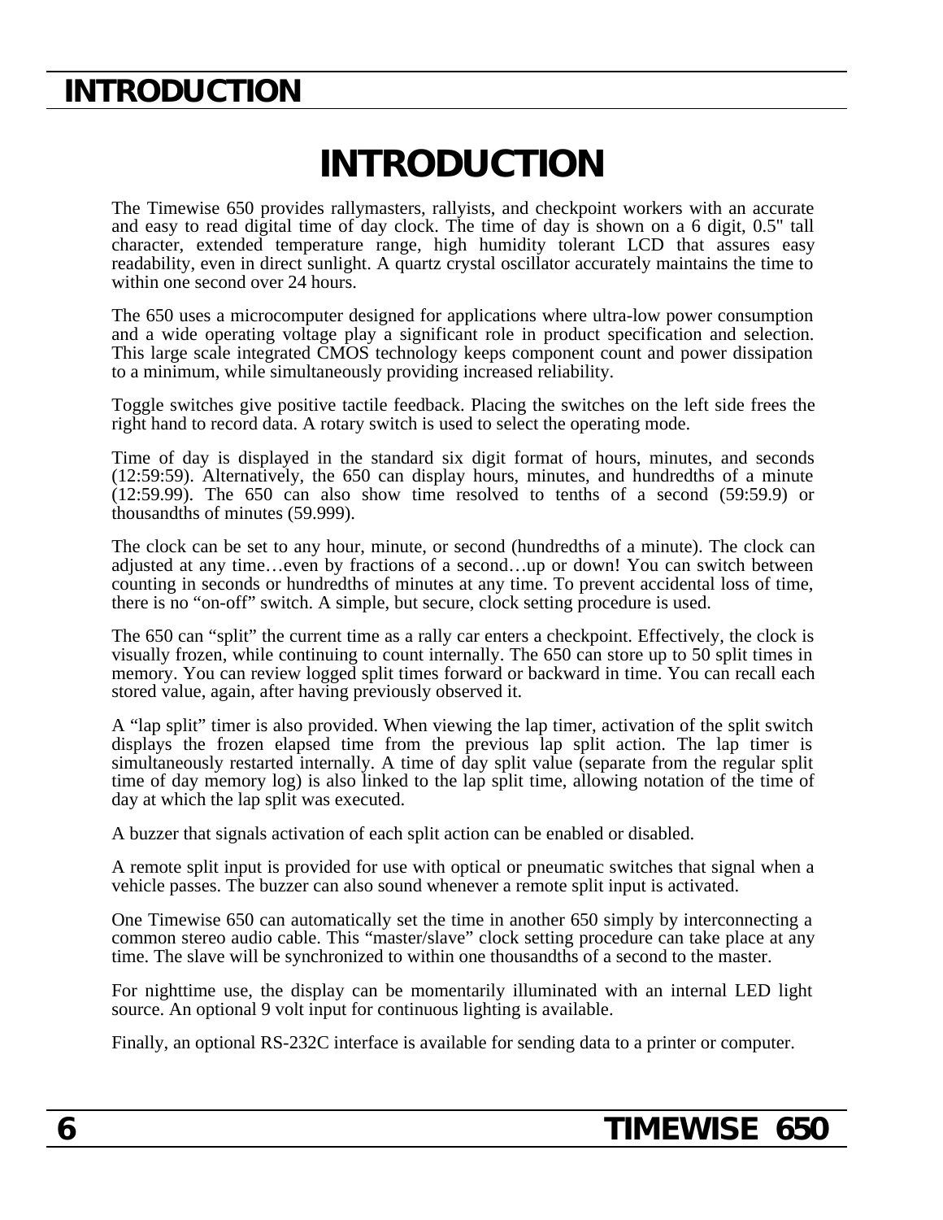# INTRODUCTION

The Timewise 650 provides rallymasters, rallyists, and checkpoint workers with an accurate and easy to read digital time of day clock. The time of day is shown on a 6 digit, 0.5" tall character, extended temperature range, high humidity tolerant LCD that assures easy readability, even in direct sunlight. A quartz crystal oscillator accurately maintains the time to within one second over 24 hours.

The 650 uses a microcomputer designed for applications where ultra-low power consumption and a wide operating voltage play a significant role in product specification and selection. This large scale integrated CMOS technology keeps component count and power dissipation to a minimum, while simultaneously providing increased reliability.

Toggle switches give positive tactile feedback. Placing the switches on the left side frees the right hand to record data. A rotary switch is used to select the operating mode.

Time of day is displayed in the standard six digit format of hours, minutes, and seconds (12:59:59). Alternatively, the 650 can display hours, minutes, and hundredths of a minute (12:59.99). The 650 can also show time resolved to tenths of a second (59:59.9) or thousandths of minutes (59.999).

The clock can be set to any hour, minute, or second (hundredths of a minute). The clock can adjusted at any time…even by fractions of a second…up or down! You can switch between counting in seconds or hundredths of minutes at any time. To prevent accidental loss of time, there is no "on-off" switch. A simple, but secure, clock setting procedure is used.

The 650 can "split" the current time as a rally car enters a checkpoint. Effectively, the clock is visually frozen, while continuing to count internally. The 650 can store up to 50 split times in memory. You can review logged split times forward or backward in time. You can recall each stored value, again, after having previously observed it.

A "lap split" timer is also provided. When viewing the lap timer, activation of the split switch displays the frozen elapsed time from the previous lap split action. The lap timer is simultaneously restarted internally. A time of day split value (separate from the regular split time of day memory log) is also linked to the lap split time, allowing notation of the time of day at which the lap split was executed.

A buzzer that signals activation of each split action can be enabled or disabled.

A remote split input is provided for use with optical or pneumatic switches that signal when a vehicle passes. The buzzer can also sound whenever a remote split input is activated.

One Timewise 650 can automatically set the time in another 650 simply by interconnecting a common stereo audio cable. This "master/slave" clock setting procedure can take place at any time. The slave will be synchronized to within one thousandths of a second to the master.

For nighttime use, the display can be momentarily illuminated with an internal LED light source. An optional 9 volt input for continuous lighting is available.

Finally, an optional RS-232C interface is available for sending data to a printer or computer.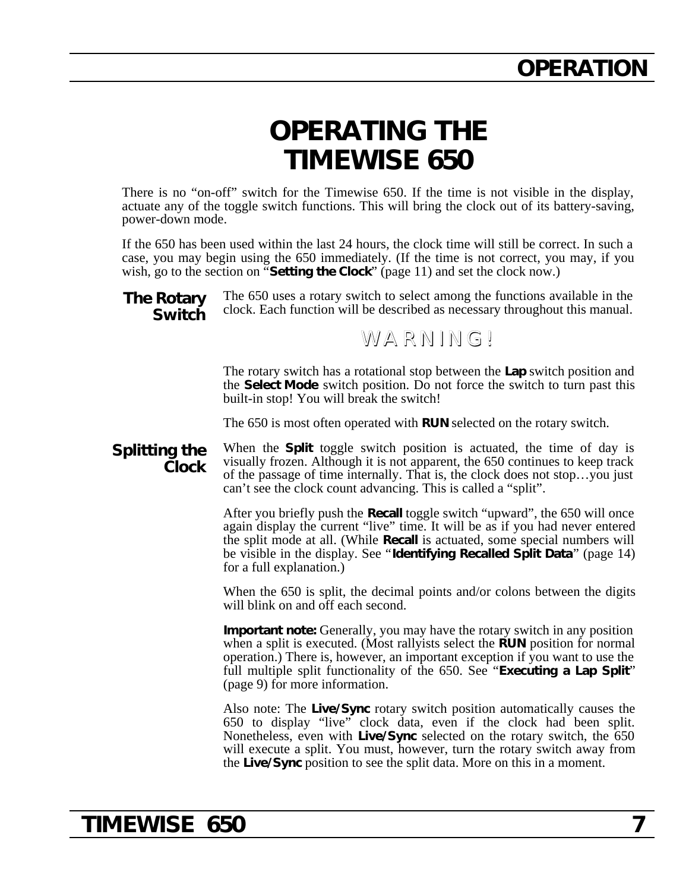# OPERATING THE TIMEWISE 650

There is no “on-off” switch for the Timewise 650. If the time is not visible in the display, actuate any of the toggle switch functions. This will bring the clock out of its battery-saving, power-down mode.

If the 650 has been used within the last 24 hours, the clock time will still be correct. In such a case, you may begin using the 650 immediately. (If the time is not correct, you may, if you wish, go to the section on “**Setting the Clock**” (page 11) and set the clock now.)

## The Rotary Switch

The 650 uses a rotary switch to select among the functions available in the clock. Each function will be described as necessary throughout this manual.

**WARNING!**

The rotary switch has a rotational stop between the **Lap** switch position and the **Select Mode** switch position. Do not force the switch to turn past this built-in stop! You will break the switch!

The 650 is most often operated with **RUN** selected on the rotary switch.

## Splitting the Clock

When the **Split** toggle switch position is actuated, the time of day is visually frozen. Although it is not apparent, the 650 continues to keep track of the passage of time internally. That is, the clock does not stop…you just can’t see the clock count advancing. This is called a “split”.

After you briefly push the **Recall** toggle switch “upward”, the 650 will once again display the current “live” time. It will be as if you had never entered the split mode at all. (While **Recall** is actuated, some special numbers will be visible in the display. See “**Identifying Recalled Split Data**” (page 14) for a full explanation.)

When the 650 is split, the decimal points and/or colons between the digits will blink on and off each second.

**Important note:** Generally, you may have the rotary switch in any position when a split is executed. (Most rallyists select the **RUN** position for normal operation.) There is, however, an important exception if you want to use the full multiple split functionality of the 650. See “**Executing a Lap Split**” (page 9) for more information.

Also note: The **Live/Sync** rotary switch position automatically causes the 650 to display “live” clock data, even if the clock had been split. Nonetheless, even with **Live/Sync** selected on the rotary switch, the 650 will execute a split. You must, however, turn the rotary switch away from the **Live/Sync** position to see the split data. More on this in a moment.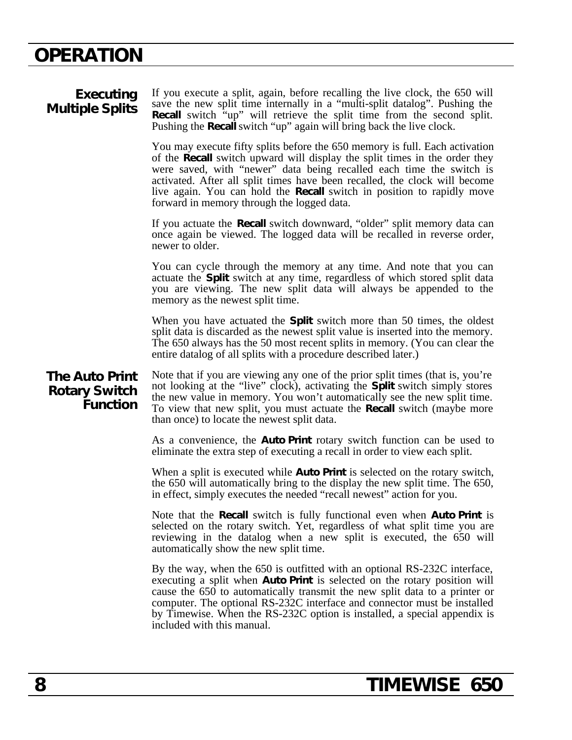# OPERATION

## Executing Multiple Splits

If you execute a split, again, before recalling the live clock, the 650 will save the new split time internally in a "multi-split datalog". Pushing the **Recall** switch "up" will retrieve the split time from the second split. Pushing the **Recall** switch "up" again will bring back the live clock.

You may execute fifty splits before the 650 memory is full. Each activation of the **Recall** switch upward will display the split times in the order they were saved, with "newer" data being recalled each time the switch is activated. After all split times have been recalled, the clock will become live again. You can hold the **Recall** switch in position to rapidly move forward in memory through the logged data.

If you actuate the **Recall** switch downward, "older" split memory data can once again be viewed. The logged data will be recalled in reverse order, newer to older.

You can cycle through the memory at any time. And note that you can actuate the **Split** switch at any time, regardless of which stored split data you are viewing. The new split data will always be appended to the memory as the newest split time.

When you have actuated the **Split** switch more than 50 times, the oldest split data is discarded as the newest split value is inserted into the memory. The 650 always has the 50 most recent splits in memory. (You can clear the entire datalog of all splits with a procedure described later.)

## The Auto Print Rotary Switch Function

Note that if you are viewing any one of the prior split times (that is, you're not looking at the "live" clock), activating the **Split** switch simply stores the new value in memory. You won't automatically see the new split time. To view that new split, you must actuate the **Recall** switch (maybe more than once) to locate the newest split data.

As a convenience, the **Auto Print** rotary switch function can be used to eliminate the extra step of executing a recall in order to view each split.

When a split is executed while **Auto Print** is selected on the rotary switch, the 650 will automatically bring to the display the new split time. The 650, in effect, simply executes the needed "recall newest" action for you.

Note that the **Recall** switch is fully functional even when **Auto Print** is selected on the rotary switch. Yet, regardless of what split time you are reviewing in the datalog when a new split is executed, the 650 will automatically show the new split time.

By the way, when the 650 is outfitted with an optional RS-232C interface, executing a split when **Auto Print** is selected on the rotary position will cause the 650 to automatically transmit the new split data to a printer or computer. The optional RS-232C interface and connector must be installed by Timewise. When the RS-232C option is installed, a special appendix is included with this manual.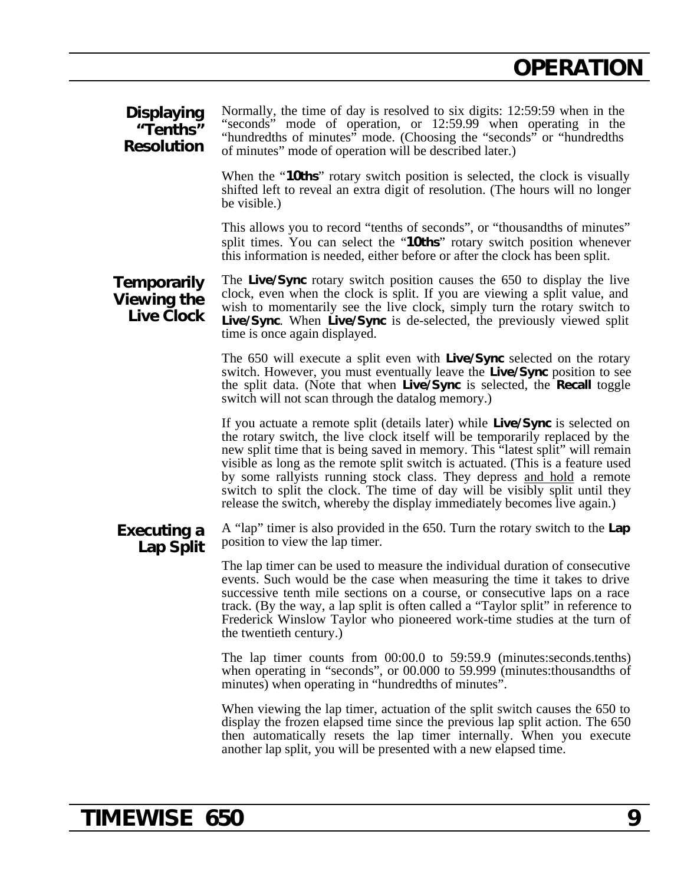## Displaying "Tenths" Resolution

Normally, the time of day is resolved to six digits: 12:59:59 when in the "seconds" mode of operation, or 12:59.99 when operating in the "hundredths of minutes" mode. (Choosing the "seconds" or "hundredths of minutes" mode of operation will be described later.)

When the "**10ths**" rotary switch position is selected, the clock is visually shifted left to reveal an extra digit of resolution. (The hours will no longer be visible.)

This allows you to record "tenths of seconds", or "thousandths of minutes" split times. You can select the "**10ths**" rotary switch position whenever this information is needed, either before or after the clock has been split.

## Temporarily Viewing the Live Clock

The **Live/Sync** rotary switch position causes the 650 to display the live clock, even when the clock is split. If you are viewing a split value, and wish to momentarily see the live clock, simply turn the rotary switch to **Live/Sync**. When **Live/Sync** is de-selected, the previously viewed split time is once again displayed.

The 650 will execute a split even with **Live/Sync** selected on the rotary switch. However, you must eventually leave the **Live/Sync** position to see the split data. (Note that when **Live/Sync** is selected, the **Recall** toggle switch will not scan through the datalog memory.)

If you actuate a remote split (details later) while **Live/Sync** is selected on the rotary switch, the live clock itself will be temporarily replaced by the new split time that is being saved in memory. This "latest split" will remain visible as long as the remote split switch is actuated. (This is a feature used by some rallyists running stock class. They depress <u>and hold</u> a remote switch to split the clock. The time of day will be visibly split until they release the switch, whereby the display immediately becomes live again.)

## Executing a Lap Split

A "lap" timer is also provided in the 650. Turn the rotary switch to the **Lap** position to view the lap timer.

The lap timer can be used to measure the individual duration of consecutive events. Such would be the case when measuring the time it takes to drive successive tenth mile sections on a course, or consecutive laps on a race track. (By the way, a lap split is often called a "Taylor split" in reference to Frederick Winslow Taylor who pioneered work-time studies at the turn of the twentieth century.)

The lap timer counts from 00:00.0 to 59:59.9 (minutes:seconds.tenths) when operating in "seconds", or 00.000 to 59.999 (minutes:thousandths of minutes) when operating in "hundredths of minutes".

When viewing the lap timer, actuation of the split switch causes the 650 to display the frozen elapsed time since the previous lap split action. The 650 then automatically resets the lap timer internally. When you execute another lap split, you will be presented with a new elapsed time.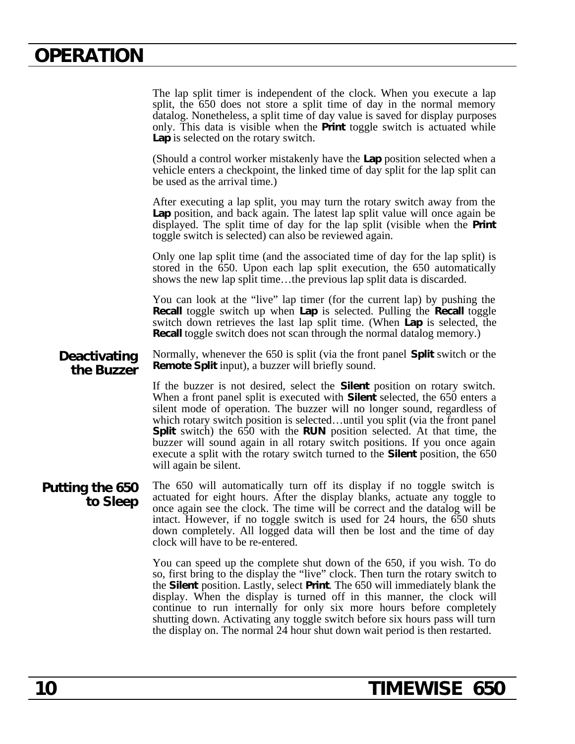The lap split timer is independent of the clock. When you execute a lap split, the 650 does not store a split time of day in the normal memory datalog. Nonetheless, a split time of day value is saved for display purposes only. This data is visible when the **Print** toggle switch is actuated while **Lap** is selected on the rotary switch.

(Should a control worker mistakenly have the **Lap** position selected when a vehicle enters a checkpoint, the linked time of day split for the lap split can be used as the arrival time.)

After executing a lap split, you may turn the rotary switch away from the **Lap** position, and back again. The latest lap split value will once again be displayed. The split time of day for the lap split (visible when the **Print** toggle switch is selected) can also be reviewed again.

Only one lap split time (and the associated time of day for the lap split) is stored in the 650. Upon each lap split execution, the 650 automatically shows the new lap split time…the previous lap split data is discarded.

You can look at the "live" lap timer (for the current lap) by pushing the **Recall** toggle switch up when **Lap** is selected. Pulling the **Recall** toggle switch down retrieves the last lap split time. (When **Lap** is selected, the **Recall** toggle switch does not scan through the normal datalog memory.)

## Deactivating the Buzzer

Normally, whenever the 650 is split (via the front panel **Split** switch or the **Remote Split** input), a buzzer will briefly sound.

If the buzzer is not desired, select the **Silent** position on rotary switch. When a front panel split is executed with **Silent** selected, the 650 enters a silent mode of operation. The buzzer will no longer sound, regardless of which rotary switch position is selected…until you split (via the front panel **Split** switch) the 650 with the **RUN** position selected. At that time, the buzzer will sound again in all rotary switch positions. If you once again execute a split with the rotary switch turned to the **Silent** position, the 650 will again be silent.

## Putting the 650 to Sleep

The 650 will automatically turn off its display if no toggle switch is actuated for eight hours. After the display blanks, actuate any toggle to once again see the clock. The time will be correct and the datalog will be intact. However, if no toggle switch is used for 24 hours, the 650 shuts down completely. All logged data will then be lost and the time of day clock will have to be re-entered.

You can speed up the complete shut down of the 650, if you wish. To do so, first bring to the display the "live" clock. Then turn the rotary switch to the **Silent** position. Lastly, select **Print**. The 650 will immediately blank the display. When the display is turned off in this manner, the clock will continue to run internally for only six more hours before completely shutting down. Activating any toggle switch before six hours pass will turn the display on. The normal 24 hour shut down wait period is then restarted.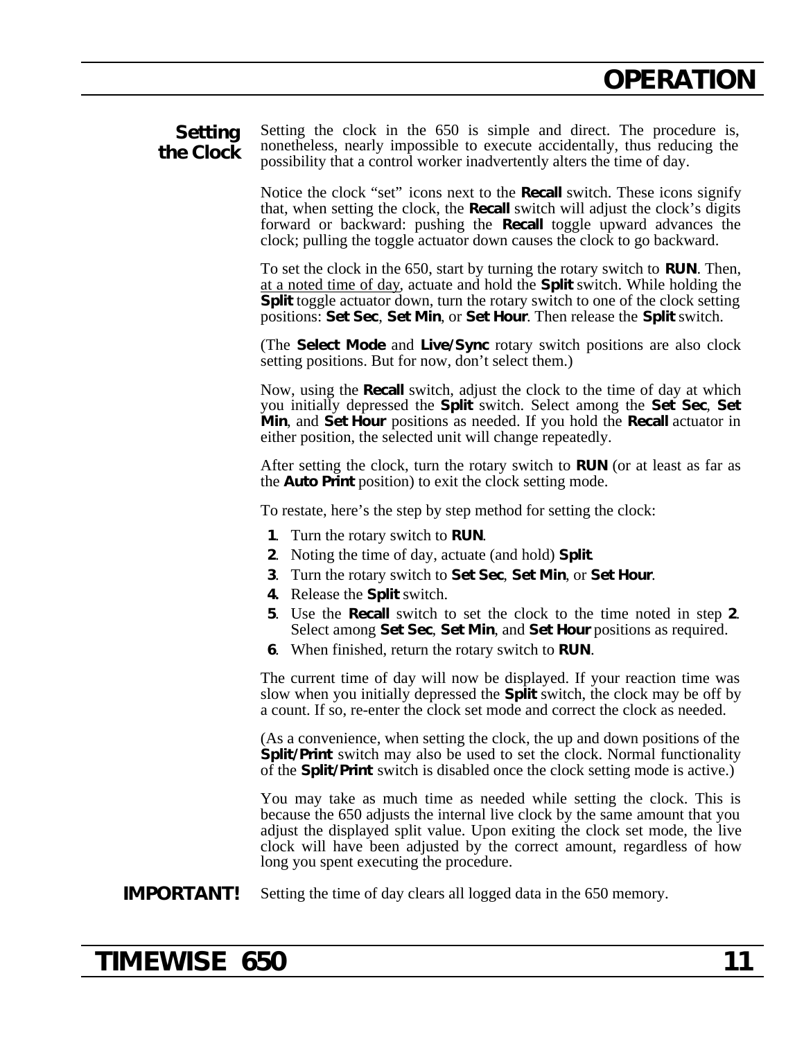## Setting the Clock

Setting the clock in the 650 is simple and direct. The procedure is, nonetheless, nearly impossible to execute accidentally, thus reducing the possibility that a control worker inadvertently alters the time of day.

Notice the clock “set” icons next to the **Recall** switch. These icons signify that, when setting the clock, the **Recall** switch will adjust the clock’s digits forward or backward: pushing the **Recall** toggle upward advances the clock; pulling the toggle actuator down causes the clock to go backward.

To set the clock in the 650, start by turning the rotary switch to **RUN**. Then, <u>at a noted time of day</u>, actuate and hold the **Split** switch. While holding the **Split** toggle actuator down, turn the rotary switch to one of the clock setting positions: **Set Sec**, **Set Min**, or **Set Hour**. Then release the **Split** switch.

(The **Select Mode** and **Live/Sync** rotary switch positions are also clock setting positions. But for now, don’t select them.)

Now, using the **Recall** switch, adjust the clock to the time of day at which you initially depressed the **Split** switch. Select among the **Set Sec**, **Set Min**, and **Set Hour** positions as needed. If you hold the **Recall** actuator in either position, the selected unit will change repeatedly.

After setting the clock, turn the rotary switch to **RUN** (or at least as far as the **Auto Print** position) to exit the clock setting mode.

To restate, here’s the step by step method for setting the clock:

1. Turn the rotary switch to **RUN**.
2. Noting the time of day, actuate (and hold) **Split**.
3. Turn the rotary switch to **Set Sec**, **Set Min**, or **Set Hour**.
4. Release the **Split** switch.
5. Use the **Recall** switch to set the clock to the time noted in step **2**. Select among **Set Sec**, **Set Min**, and **Set Hour** positions as required.
6. When finished, return the rotary switch to **RUN**.

The current time of day will now be displayed. If your reaction time was slow when you initially depressed the **Split** switch, the clock may be off by a count. If so, re-enter the clock set mode and correct the clock as needed.

(As a convenience, when setting the clock, the up and down positions of the **Split/Print** switch may also be used to set the clock. Normal functionality of the **Split/Print** switch is disabled once the clock setting mode is active.)

You may take as much time as needed while setting the clock. This is because the 650 adjusts the internal live clock by the same amount that you adjust the displayed split value. Upon exiting the clock set mode, the live clock will have been adjusted by the correct amount, regardless of how long you spent executing the procedure.

**IMPORTANT!** Setting the time of day clears all logged data in the 650 memory.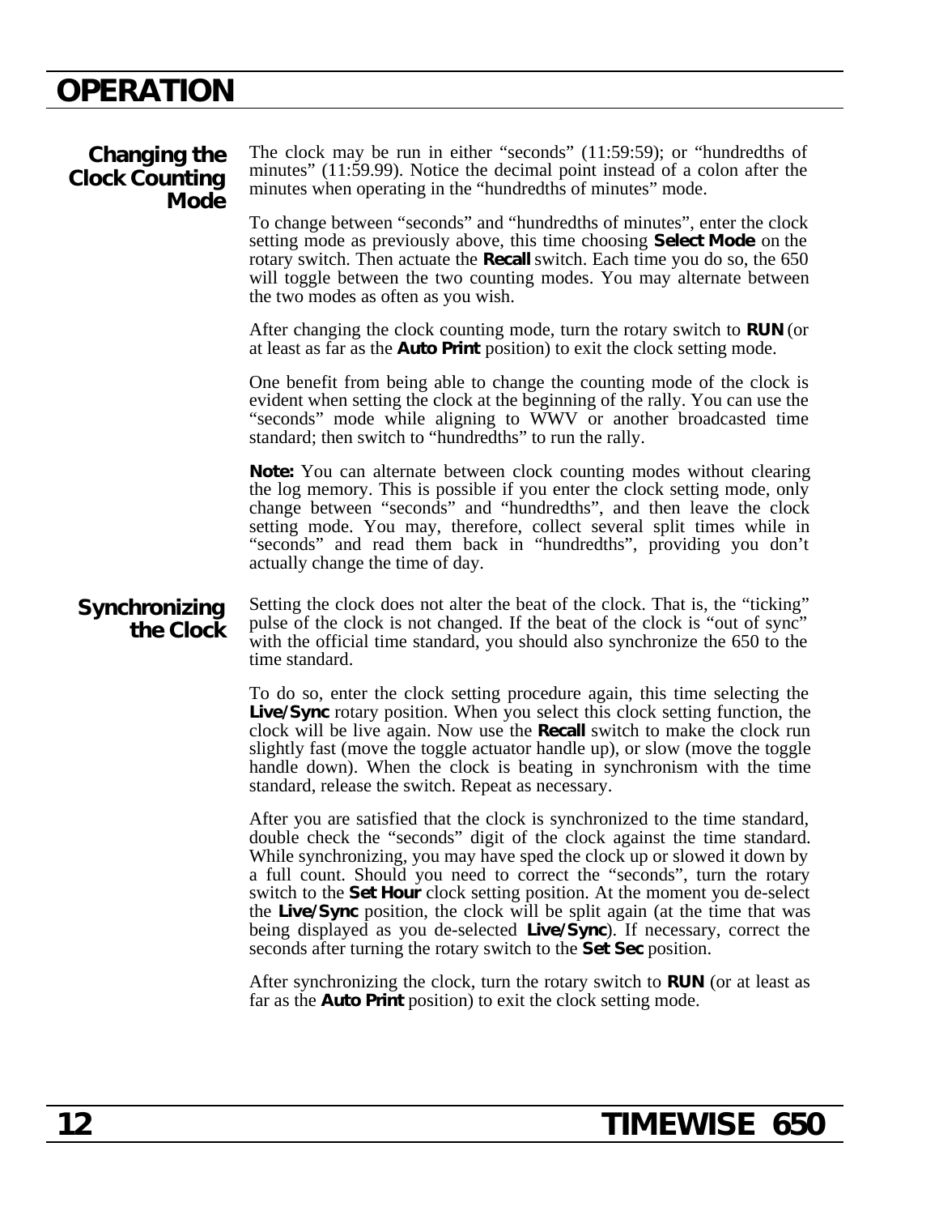## Changing the Clock Counting Mode

The clock may be run in either "seconds" (11:59:59); or "hundredths of minutes" (11:59.99). Notice the decimal point instead of a colon after the minutes when operating in the "hundredths of minutes" mode.

To change between "seconds" and "hundredths of minutes", enter the clock setting mode as previously above, this time choosing **Select Mode** on the rotary switch. Then actuate the **Recall** switch. Each time you do so, the 650 will toggle between the two counting modes. You may alternate between the two modes as often as you wish.

After changing the clock counting mode, turn the rotary switch to **RUN** (or at least as far as the **Auto Print** position) to exit the clock setting mode.

One benefit from being able to change the counting mode of the clock is evident when setting the clock at the beginning of the rally. You can use the "seconds" mode while aligning to WWV or another broadcasted time standard; then switch to "hundredths" to run the rally.

**Note:** You can alternate between clock counting modes without clearing the log memory. This is possible if you enter the clock setting mode, only change between "seconds" and "hundredths", and then leave the clock setting mode. You may, therefore, collect several split times while in "seconds" and read them back in "hundredths", providing you don't actually change the time of day.

## Synchronizing the Clock

Setting the clock does not alter the beat of the clock. That is, the "ticking" pulse of the clock is not changed. If the beat of the clock is "out of sync" with the official time standard, you should also synchronize the 650 to the time standard.

To do so, enter the clock setting procedure again, this time selecting the **Live/Sync** rotary position. When you select this clock setting function, the clock will be live again. Now use the **Recall** switch to make the clock run slightly fast (move the toggle actuator handle up), or slow (move the toggle handle down). When the clock is beating in synchronism with the time standard, release the switch. Repeat as necessary.

After you are satisfied that the clock is synchronized to the time standard, double check the "seconds" digit of the clock against the time standard. While synchronizing, you may have sped the clock up or slowed it down by a full count. Should you need to correct the "seconds", turn the rotary switch to the **Set Hour** clock setting position. At the moment you de-select the **Live/Sync** position, the clock will be split again (at the time that was being displayed as you de-selected **Live/Sync**). If necessary, correct the seconds after turning the rotary switch to the **Set Sec** position.

After synchronizing the clock, turn the rotary switch to **RUN** (or at least as far as the **Auto Print** position) to exit the clock setting mode.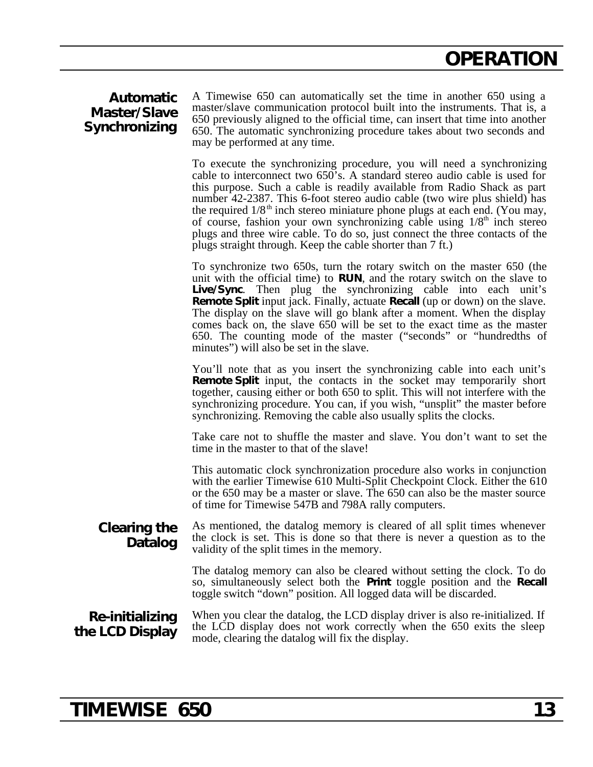## Automatic Master/Slave Synchronizing

A Timewise 650 can automatically set the time in another 650 using a master/slave communication protocol built into the instruments. That is, a 650 previously aligned to the official time, can insert that time into another 650. The automatic synchronizing procedure takes about two seconds and may be performed at any time.

To execute the synchronizing procedure, you will need a synchronizing cable to interconnect two 650's. A standard stereo audio cable is used for this purpose. Such a cable is readily available from Radio Shack as part number 42-2387. This 6-foot stereo audio cable (two wire plus shield) has the required 1/8th inch stereo miniature phone plugs at each end. (You may, of course, fashion your own synchronizing cable using 1/8th inch stereo plugs and three wire cable. To do so, just connect the three contacts of the plugs straight through. Keep the cable shorter than 7 ft.)

To synchronize two 650s, turn the rotary switch on the master 650 (the unit with the official time) to **RUN**, and the rotary switch on the slave to **Live/Sync**. Then plug the synchronizing cable into each unit's **Remote Split** input jack. Finally, actuate **Recall** (up or down) on the slave. The display on the slave will go blank after a moment. When the display comes back on, the slave 650 will be set to the exact time as the master 650. The counting mode of the master ("seconds" or "hundredths of minutes") will also be set in the slave.

You'll note that as you insert the synchronizing cable into each unit's **Remote Split** input, the contacts in the socket may temporarily short together, causing either or both 650 to split. This will not interfere with the synchronizing procedure. You can, if you wish, "unsplit" the master before synchronizing. Removing the cable also usually splits the clocks.

Take care not to shuffle the master and slave. You don't want to set the time in the master to that of the slave!

This automatic clock synchronization procedure also works in conjunction with the earlier Timewise 610 Multi-Split Checkpoint Clock. Either the 610 or the 650 may be a master or slave. The 650 can also be the master source of time for Timewise 547B and 798A rally computers.

## Clearing the Datalog

As mentioned, the datalog memory is cleared of all split times whenever the clock is set. This is done so that there is never a question as to the validity of the split times in the memory.

The datalog memory can also be cleared without setting the clock. To do so, simultaneously select both the **Print** toggle position and the **Recall** toggle switch "down" position. All logged data will be discarded.

## Re-initializing the LCD Display

When you clear the datalog, the LCD display driver is also re-initialized. If the LCD display does not work correctly when the 650 exits the sleep mode, clearing the datalog will fix the display.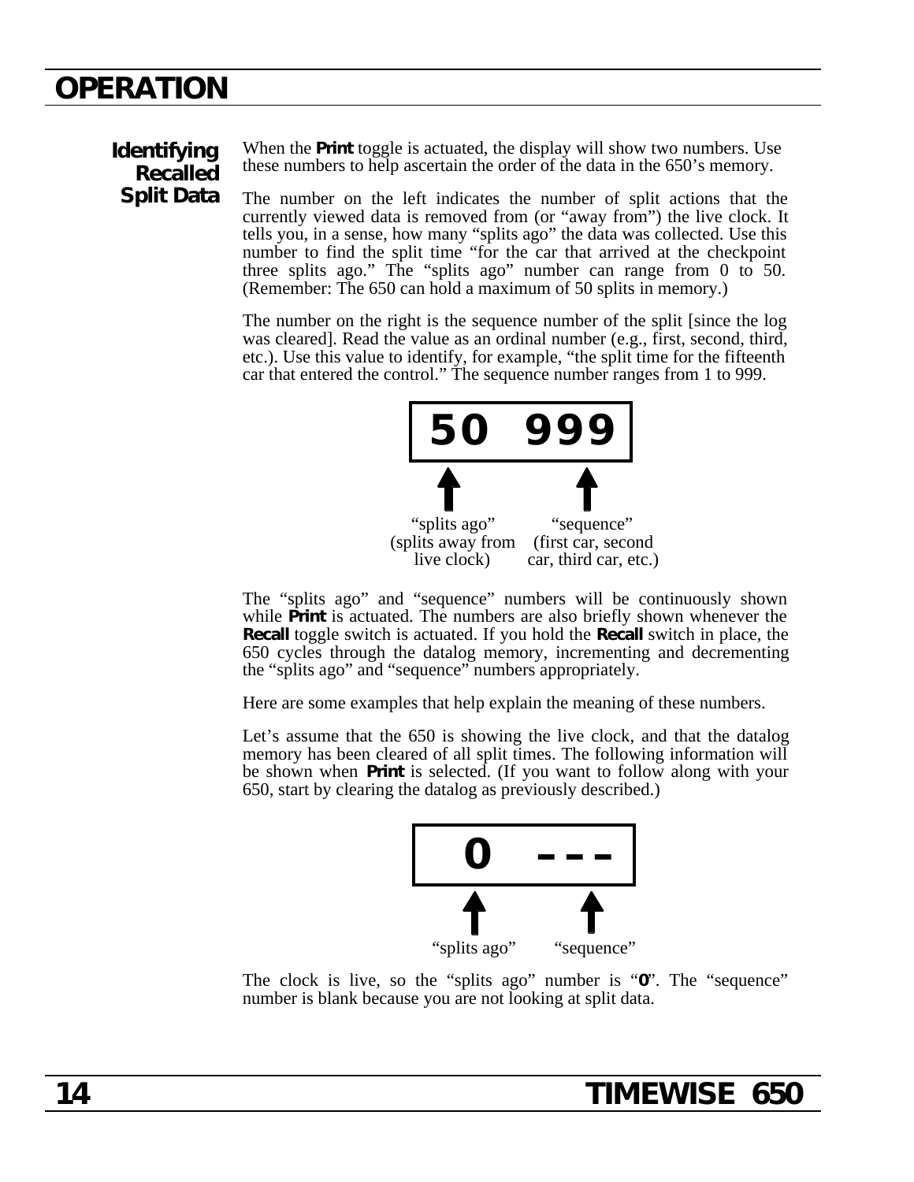## Identifying Recalled Split Data

When the **Print** toggle is actuated, the display will show two numbers. Use these numbers to help ascertain the order of the data in the 650's memory.

The number on the left indicates the number of split actions that the currently viewed data is removed from (or "away from") the live clock. It tells you, in a sense, how many "splits ago" the data was collected. Use this number to find the split time "for the car that arrived at the checkpoint three splits ago." The "splits ago" number can range from 0 to 50. (Remember: The 650 can hold a maximum of 50 splits in memory.)

The number on the right is the sequence number of the split [since the log was cleared]. Read the value as an ordinal number (e.g., first, second, third, etc.). Use this value to identify, for example, "the split time for the fifteenth car that entered the control." The sequence number ranges from 1 to 999.

**50 999**

"splits ago" (splits away from live clock)

"sequence" (first car, second car, third car, etc.)

The "splits ago" and "sequence" numbers will be continuously shown while **Print** is actuated. The numbers are also briefly shown whenever the **Recall** toggle switch is actuated. If you hold the **Recall** switch in place, the 650 cycles through the datalog memory, incrementing and decrementing the "splits ago" and "sequence" numbers appropriately.

Here are some examples that help explain the meaning of these numbers.

Let's assume that the 650 is showing the live clock, and that the datalog memory has been cleared of all split times. The following information will be shown when **Print** is selected. (If you want to follow along with your 650, start by clearing the datalog as previously described.)

**0 ---**

"splits ago" "sequence"

The clock is live, so the "splits ago" number is "**0**". The "sequence" number is blank because you are not looking at split data.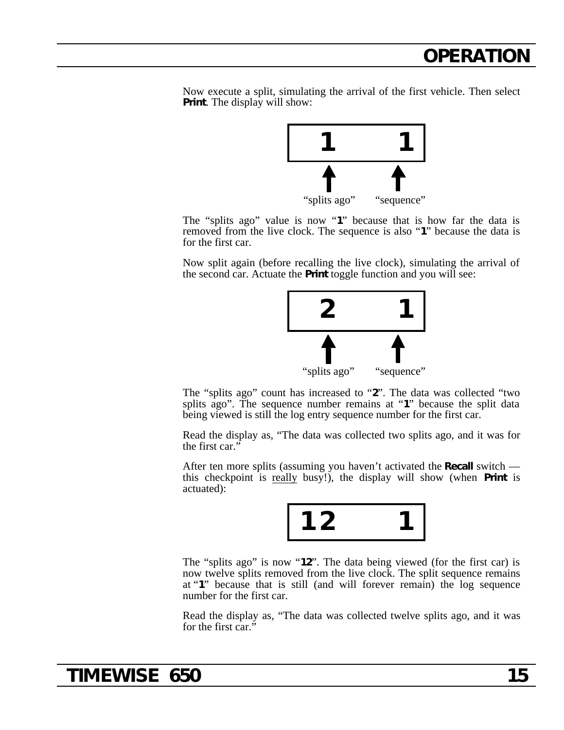Now execute a split, simulating the arrival of the first vehicle. Then select **Print**. The display will show:

```
1      1
↑      ↑
"splits ago"   "sequence"
```

The "splits ago" value is now "**1**" because that is how far the data is removed from the live clock. The sequence is also "**1**" because the data is for the first car.

Now split again (before recalling the live clock), simulating the arrival of the second car. Actuate the **Print** toggle function and you will see:

```
2      1
↑      ↑
"splits ago"   "sequence"
```

The "splits ago" count has increased to "**2**". The data was collected "two splits ago". The sequence number remains at "**1**" because the split data being viewed is still the log entry sequence number for the first car.

Read the display as, "The data was collected two splits ago, and it was for the first car."

After ten more splits (assuming you haven't activated the **Recall** switch — this checkpoint is <u>really</u> busy!), the display will show (when **Print** is actuated):

```
12      1
```

The "splits ago" is now "**12**". The data being viewed (for the first car) is now twelve splits removed from the live clock. The split sequence remains at "**1**" because that is still (and will forever remain) the log sequence number for the first car.

Read the display as, "The data was collected twelve splits ago, and it was for the first car."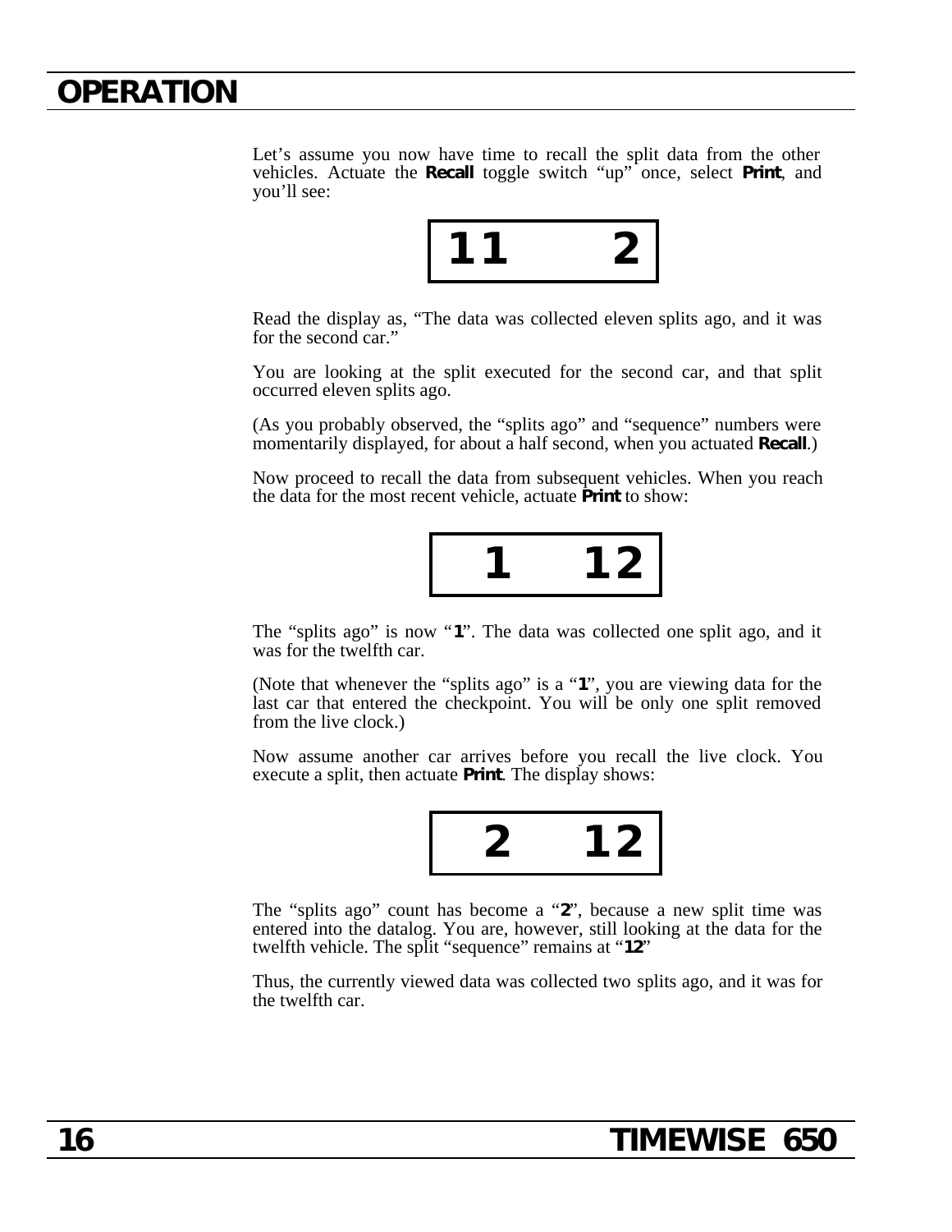# OPERATION

Let's assume you now have time to recall the split data from the other vehicles. Actuate the **Recall** toggle switch "up" once, select **Print**, and you'll see:

```
11      2
```

Read the display as, "The data was collected eleven splits ago, and it was for the second car."

You are looking at the split executed for the second car, and that split occurred eleven splits ago.

(As you probably observed, the "splits ago" and "sequence" numbers were momentarily displayed, for about a half second, when you actuated **Recall**.)

Now proceed to recall the data from subsequent vehicles. When you reach the data for the most recent vehicle, actuate **Print** to show:

```
  1    12
```

The "splits ago" is now "**1**". The data was collected one split ago, and it was for the twelfth car.

(Note that whenever the "splits ago" is a "**1**", you are viewing data for the last car that entered the checkpoint. You will be only one split removed from the live clock.)

Now assume another car arrives before you recall the live clock. You execute a split, then actuate **Print**. The display shows:

```
  2    12
```

The "splits ago" count has become a "**2**", because a new split time was entered into the datalog. You are, however, still looking at the data for the twelfth vehicle. The split "sequence" remains at "**12**"

Thus, the currently viewed data was collected two splits ago, and it was for the twelfth car.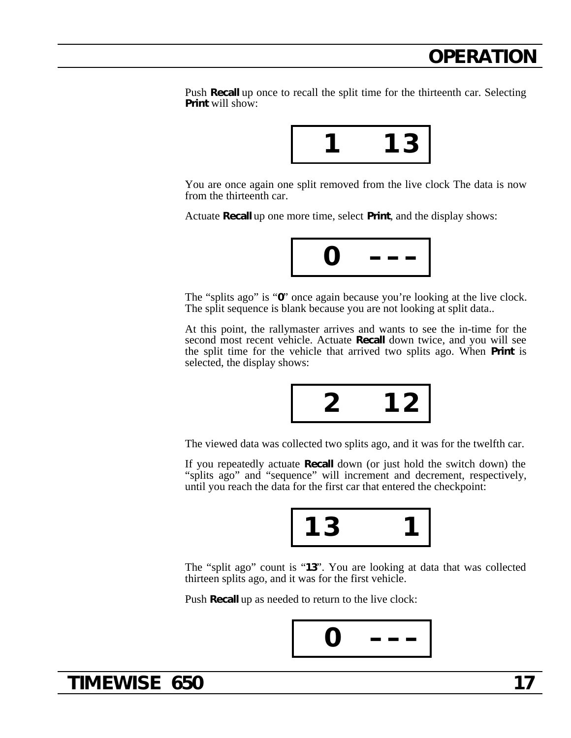Push **Recall** up once to recall the split time for the thirteenth car. Selecting **Print** will show:

```
 1    13
```

You are once again one split removed from the live clock The data is now from the thirteenth car.

Actuate **Recall** up one more time, select **Print**, and the display shows:

```
 0   ---
```

The "splits ago" is "**0**" once again because you're looking at the live clock. The split sequence is blank because you are not looking at split data..

At this point, the rallymaster arrives and wants to see the in-time for the second most recent vehicle. Actuate **Recall** down twice, and you will see the split time for the vehicle that arrived two splits ago. When **Print** is selected, the display shows:

```
 2    12
```

The viewed data was collected two splits ago, and it was for the twelfth car.

If you repeatedly actuate **Recall** down (or just hold the switch down) the "splits ago" and "sequence" will increment and decrement, respectively, until you reach the data for the first car that entered the checkpoint:

```
13     1
```

The "split ago" count is "**13**". You are looking at data that was collected thirteen splits ago, and it was for the first vehicle.

Push **Recall** up as needed to return to the live clock:

```
 0   ---
```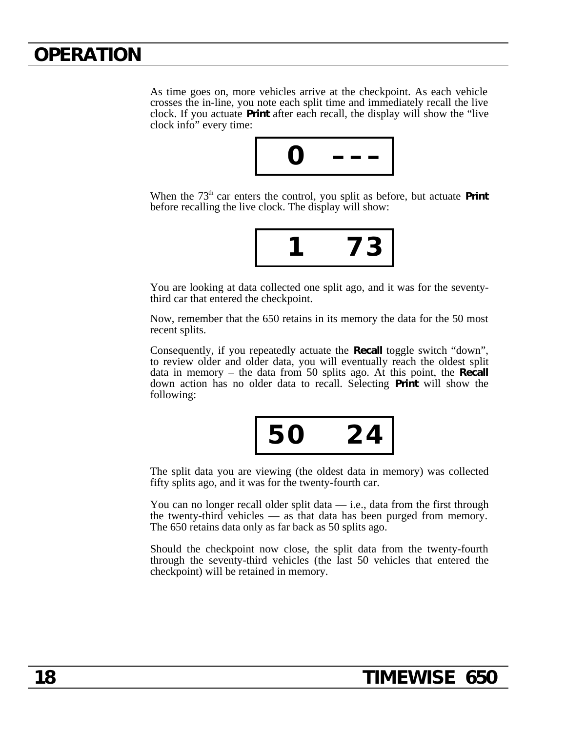# OPERATION

As time goes on, more vehicles arrive at the checkpoint. As each vehicle crosses the in-line, you note each split time and immediately recall the live clock. If you actuate **Print** after each recall, the display will show the "live clock info" every time:

```
0   – – –
```

When the 73th car enters the control, you split as before, but actuate **Print** before recalling the live clock. The display will show:

```
1    73
```

You are looking at data collected one split ago, and it was for the seventy-third car that entered the checkpoint.

Now, remember that the 650 retains in its memory the data for the 50 most recent splits.

Consequently, if you repeatedly actuate the **Recall** toggle switch "down", to review older and older data, you will eventually reach the oldest split data in memory – the data from 50 splits ago. At this point, the **Recall** down action has no older data to recall. Selecting **Print** will show the following:

```
50    24
```

The split data you are viewing (the oldest data in memory) was collected fifty splits ago, and it was for the twenty-fourth car.

You can no longer recall older split data — i.e., data from the first through the twenty-third vehicles — as that data has been purged from memory. The 650 retains data only as far back as 50 splits ago.

Should the checkpoint now close, the split data from the twenty-fourth through the seventy-third vehicles (the last 50 vehicles that entered the checkpoint) will be retained in memory.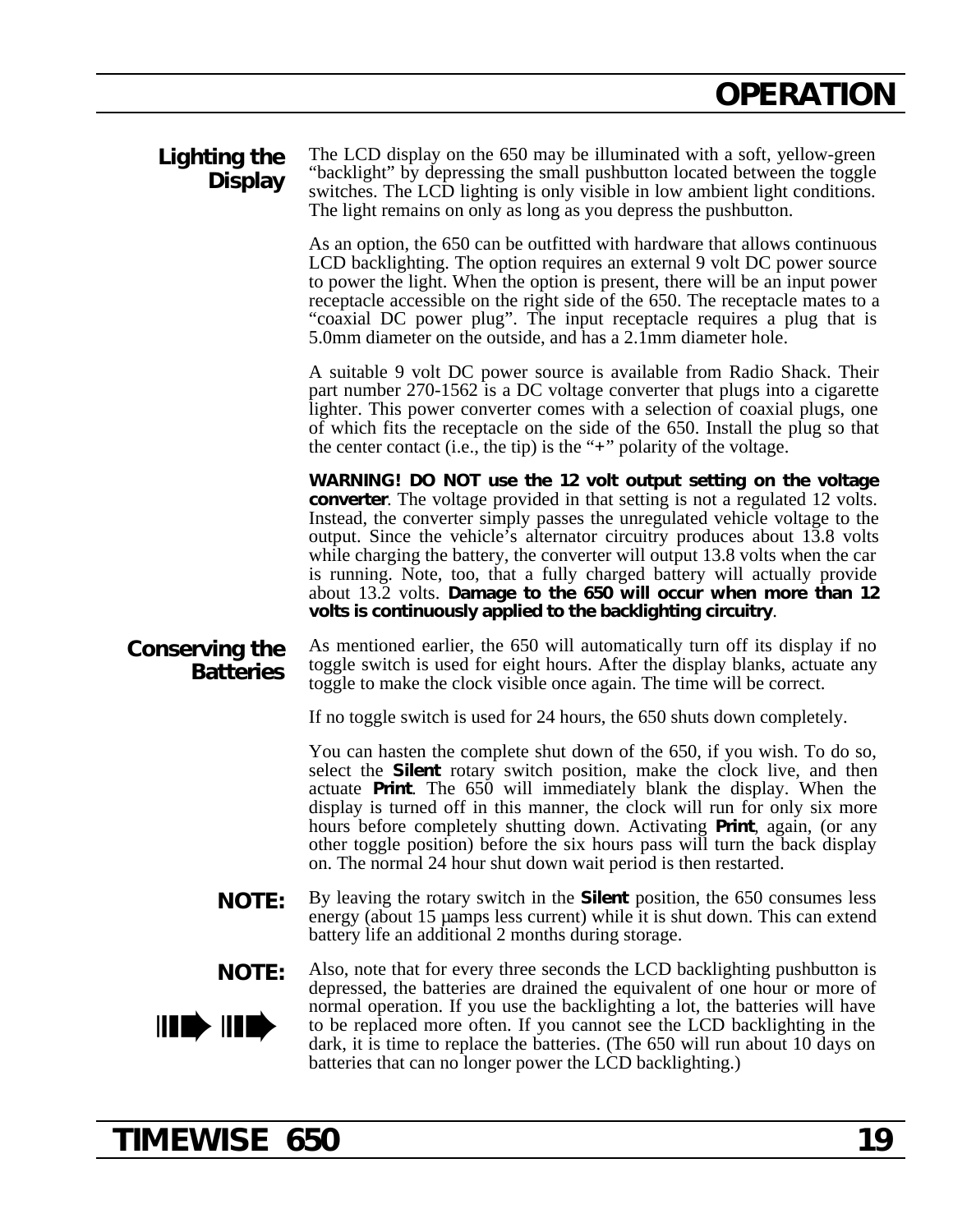## Lighting the Display

The LCD display on the 650 may be illuminated with a soft, yellow-green "backlight" by depressing the small pushbutton located between the toggle switches. The LCD lighting is only visible in low ambient light conditions. The light remains on only as long as you depress the pushbutton.

As an option, the 650 can be outfitted with hardware that allows continuous LCD backlighting. The option requires an external 9 volt DC power source to power the light. When the option is present, there will be an input power receptacle accessible on the right side of the 650. The receptacle mates to a "coaxial DC power plug". The input receptacle requires a plug that is 5.0mm diameter on the outside, and has a 2.1mm diameter hole.

A suitable 9 volt DC power source is available from Radio Shack. Their part number 270-1562 is a DC voltage converter that plugs into a cigarette lighter. This power converter comes with a selection of coaxial plugs, one of which fits the receptacle on the side of the 650. Install the plug so that the center contact (i.e., the tip) is the "+" polarity of the voltage.

**WARNING! DO NOT use the 12 volt output setting on the voltage converter**. The voltage provided in that setting is not a regulated 12 volts. Instead, the converter simply passes the unregulated vehicle voltage to the output. Since the vehicle's alternator circuitry produces about 13.8 volts while charging the battery, the converter will output 13.8 volts when the car is running. Note, too, that a fully charged battery will actually provide about 13.2 volts. **Damage to the 650 will occur when more than 12 volts is continuously applied to the backlighting circuitry**.

## Conserving the Batteries

As mentioned earlier, the 650 will automatically turn off its display if no toggle switch is used for eight hours. After the display blanks, actuate any toggle to make the clock visible once again. The time will be correct.

If no toggle switch is used for 24 hours, the 650 shuts down completely.

You can hasten the complete shut down of the 650, if you wish. To do so, select the **Silent** rotary switch position, make the clock live, and then actuate **Print**. The 650 will immediately blank the display. When the display is turned off in this manner, the clock will run for only six more hours before completely shutting down. Activating **Print**, again, (or any other toggle position) before the six hours pass will turn the back display on. The normal 24 hour shut down wait period is then restarted.

**NOTE:** By leaving the rotary switch in the **Silent** position, the 650 consumes less energy (about 15 μamps less current) while it is shut down. This can extend battery life an additional 2 months during storage.

**NOTE:** Also, note that for every three seconds the LCD backlighting pushbutton is depressed, the batteries are drained the equivalent of one hour or more of normal operation. If you use the backlighting a lot, the batteries will have to be replaced more often. If you cannot see the LCD backlighting in the dark, it is time to replace the batteries. (The 650 will run about 10 days on batteries that can no longer power the LCD backlighting.)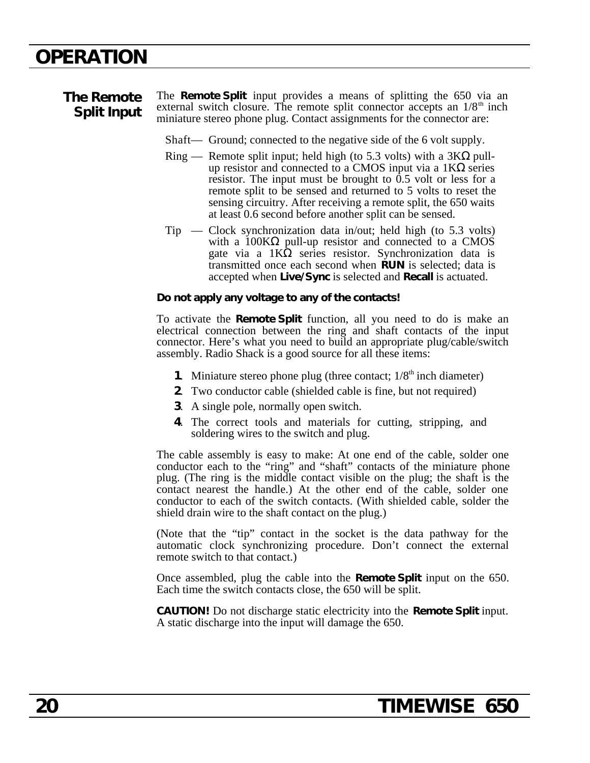# OPERATION

## The Remote Split Input

The **Remote Split** input provides a means of splitting the 650 via an external switch closure. The remote split connector accepts an 1/8th inch miniature stereo phone plug. Contact assignments for the connector are:

Shaft— Ground; connected to the negative side of the 6 volt supply.

Ring — Remote split input; held high (to 5.3 volts) with a 3KΩ pull-up resistor and connected to a CMOS input via a 1KΩ series resistor. The input must be brought to 0.5 volt or less for a remote split to be sensed and returned to 5 volts to reset the sensing circuitry. After receiving a remote split, the 650 waits at least 0.6 second before another split can be sensed.

Tip — Clock synchronization data in/out; held high (to 5.3 volts) with a 100KΩ pull-up resistor and connected to a CMOS gate via a 1KΩ series resistor. Synchronization data is transmitted once each second when **RUN** is selected; data is accepted when **Live/Sync** is selected and **Recall** is actuated.

**Do not apply any voltage to any of the contacts!**

To activate the **Remote Split** function, all you need to do is make an electrical connection between the ring and shaft contacts of the input connector. Here's what you need to build an appropriate plug/cable/switch assembly. Radio Shack is a good source for all these items:

1. Miniature stereo phone plug (three contact; 1/8th inch diameter)
2. Two conductor cable (shielded cable is fine, but not required)
3. A single pole, normally open switch.
4. The correct tools and materials for cutting, stripping, and soldering wires to the switch and plug.

The cable assembly is easy to make: At one end of the cable, solder one conductor each to the "ring" and "shaft" contacts of the miniature phone plug. (The ring is the middle contact visible on the plug; the shaft is the contact nearest the handle.) At the other end of the cable, solder one conductor to each of the switch contacts. (With shielded cable, solder the shield drain wire to the shaft contact on the plug.)

(Note that the "tip" contact in the socket is the data pathway for the automatic clock synchronizing procedure. Don't connect the external remote switch to that contact.)

Once assembled, plug the cable into the **Remote Split** input on the 650. Each time the switch contacts close, the 650 will be split.

**CAUTION!** Do not discharge static electricity into the **Remote Split** input. A static discharge into the input will damage the 650.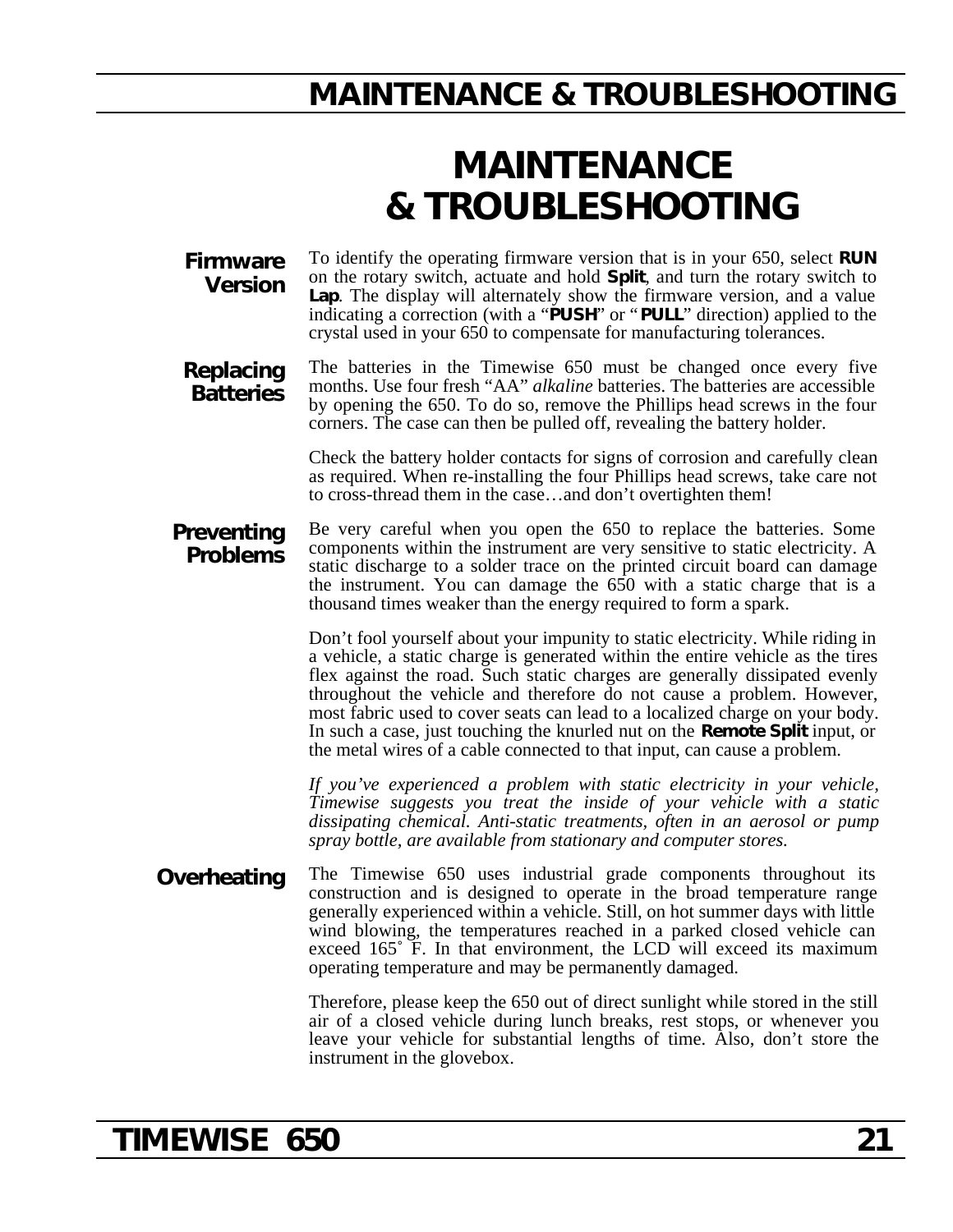# MAINTENANCE & TROUBLESHOOTING

### Firmware Version

To identify the operating firmware version that is in your 650, select **RUN** on the rotary switch, actuate and hold **Split**, and turn the rotary switch to **Lap**. The display will alternately show the firmware version, and a value indicating a correction (with a "**PUSH**" or "**PULL**" direction) applied to the crystal used in your 650 to compensate for manufacturing tolerances.

### Replacing Batteries

The batteries in the Timewise 650 must be changed once every five months. Use four fresh "AA" *alkaline* batteries. The batteries are accessible by opening the 650. To do so, remove the Phillips head screws in the four corners. The case can then be pulled off, revealing the battery holder.

Check the battery holder contacts for signs of corrosion and carefully clean as required. When re-installing the four Phillips head screws, take care not to cross-thread them in the case…and don't overtighten them!

### Preventing Problems

Be very careful when you open the 650 to replace the batteries. Some components within the instrument are very sensitive to static electricity. A static discharge to a solder trace on the printed circuit board can damage the instrument. You can damage the 650 with a static charge that is a thousand times weaker than the energy required to form a spark.

Don't fool yourself about your impunity to static electricity. While riding in a vehicle, a static charge is generated within the entire vehicle as the tires flex against the road. Such static charges are generally dissipated evenly throughout the vehicle and therefore do not cause a problem. However, most fabric used to cover seats can lead to a localized charge on your body. In such a case, just touching the knurled nut on the **Remote Split** input, or the metal wires of a cable connected to that input, can cause a problem.

*If you've experienced a problem with static electricity in your vehicle, Timewise suggests you treat the inside of your vehicle with a static dissipating chemical. Anti-static treatments, often in an aerosol or pump spray bottle, are available from stationary and computer stores.*

### Overheating

The Timewise 650 uses industrial grade components throughout its construction and is designed to operate in the broad temperature range generally experienced within a vehicle. Still, on hot summer days with little wind blowing, the temperatures reached in a parked closed vehicle can exceed 165˚ F. In that environment, the LCD will exceed its maximum operating temperature and may be permanently damaged.

Therefore, please keep the 650 out of direct sunlight while stored in the still air of a closed vehicle during lunch breaks, rest stops, or whenever you leave your vehicle for substantial lengths of time. Also, don't store the instrument in the glovebox.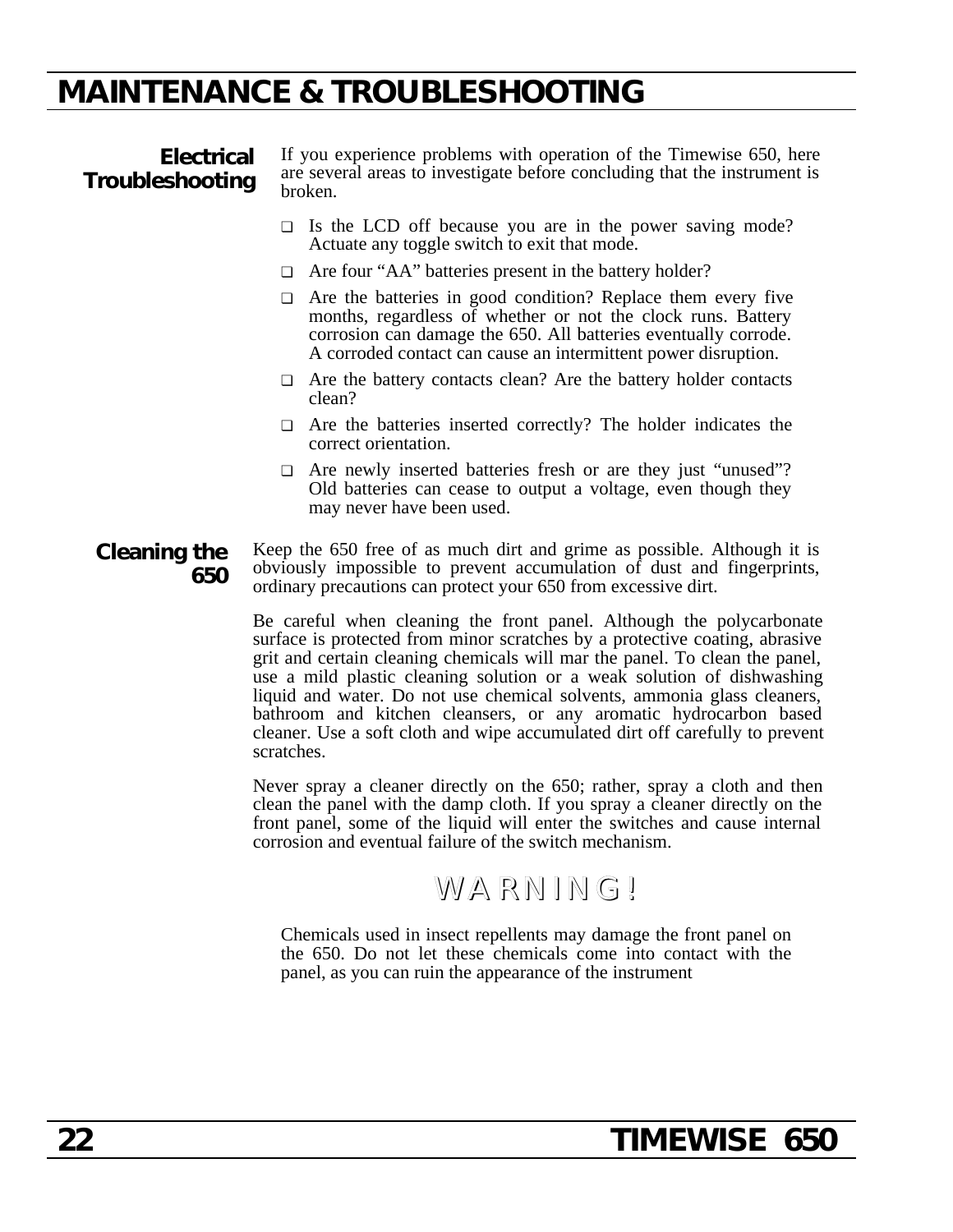# MAINTENANCE & TROUBLESHOOTING

## Electrical Troubleshooting

If you experience problems with operation of the Timewise 650, here are several areas to investigate before concluding that the instrument is broken.

- Is the LCD off because you are in the power saving mode? Actuate any toggle switch to exit that mode.
- Are four "AA" batteries present in the battery holder?
- Are the batteries in good condition? Replace them every five months, regardless of whether or not the clock runs. Battery corrosion can damage the 650. All batteries eventually corrode. A corroded contact can cause an intermittent power disruption.
- Are the battery contacts clean? Are the battery holder contacts clean?
- Are the batteries inserted correctly? The holder indicates the correct orientation.
- Are newly inserted batteries fresh or are they just "unused"? Old batteries can cease to output a voltage, even though they may never have been used.

## Cleaning the 650

Keep the 650 free of as much dirt and grime as possible. Although it is obviously impossible to prevent accumulation of dust and fingerprints, ordinary precautions can protect your 650 from excessive dirt.

Be careful when cleaning the front panel. Although the polycarbonate surface is protected from minor scratches by a protective coating, abrasive grit and certain cleaning chemicals will mar the panel. To clean the panel, use a mild plastic cleaning solution or a weak solution of dishwashing liquid and water. Do not use chemical solvents, ammonia glass cleaners, bathroom and kitchen cleansers, or any aromatic hydrocarbon based cleaner. Use a soft cloth and wipe accumulated dirt off carefully to prevent scratches.

Never spray a cleaner directly on the 650; rather, spray a cloth and then clean the panel with the damp cloth. If you spray a cleaner directly on the front panel, some of the liquid will enter the switches and cause internal corrosion and eventual failure of the switch mechanism.

### WARNING!

Chemicals used in insect repellents may damage the front panel on the 650. Do not let these chemicals come into contact with the panel, as you can ruin the appearance of the instrument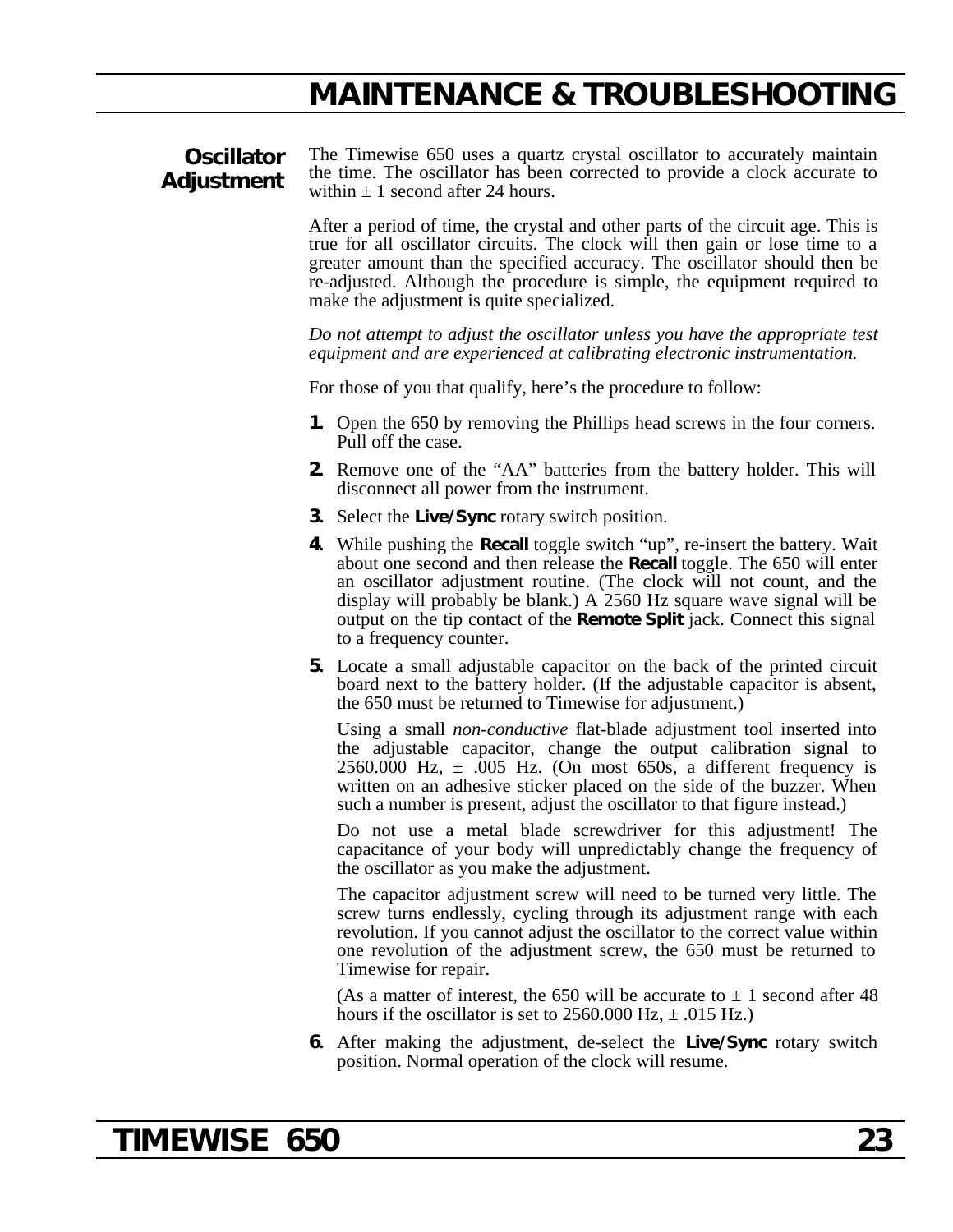## Oscillator Adjustment

The Timewise 650 uses a quartz crystal oscillator to accurately maintain the time. The oscillator has been corrected to provide a clock accurate to within ± 1 second after 24 hours.

After a period of time, the crystal and other parts of the circuit age. This is true for all oscillator circuits. The clock will then gain or lose time to a greater amount than the specified accuracy. The oscillator should then be re-adjusted. Although the procedure is simple, the equipment required to make the adjustment is quite specialized.

*Do not attempt to adjust the oscillator unless you have the appropriate test equipment and are experienced at calibrating electronic instrumentation.*

For those of you that qualify, here's the procedure to follow:

**1.** Open the 650 by removing the Phillips head screws in the four corners. Pull off the case.

**2.** Remove one of the "AA" batteries from the battery holder. This will disconnect all power from the instrument.

**3.** Select the **Live/Sync** rotary switch position.

**4.** While pushing the **Recall** toggle switch "up", re-insert the battery. Wait about one second and then release the **Recall** toggle. The 650 will enter an oscillator adjustment routine. (The clock will not count, and the display will probably be blank.) A 2560 Hz square wave signal will be output on the tip contact of the **Remote Split** jack. Connect this signal to a frequency counter.

**5.** Locate a small adjustable capacitor on the back of the printed circuit board next to the battery holder. (If the adjustable capacitor is absent, the 650 must be returned to Timewise for adjustment.)

Using a small *non-conductive* flat-blade adjustment tool inserted into the adjustable capacitor, change the output calibration signal to 2560.000 Hz, ± .005 Hz. (On most 650s, a different frequency is written on an adhesive sticker placed on the side of the buzzer. When such a number is present, adjust the oscillator to that figure instead.)

Do not use a metal blade screwdriver for this adjustment! The capacitance of your body will unpredictably change the frequency of the oscillator as you make the adjustment.

The capacitor adjustment screw will need to be turned very little. The screw turns endlessly, cycling through its adjustment range with each revolution. If you cannot adjust the oscillator to the correct value within one revolution of the adjustment screw, the 650 must be returned to Timewise for repair.

(As a matter of interest, the 650 will be accurate to ± 1 second after 48 hours if the oscillator is set to 2560.000 Hz, ± .015 Hz.)

**6.** After making the adjustment, de-select the **Live/Sync** rotary switch position. Normal operation of the clock will resume.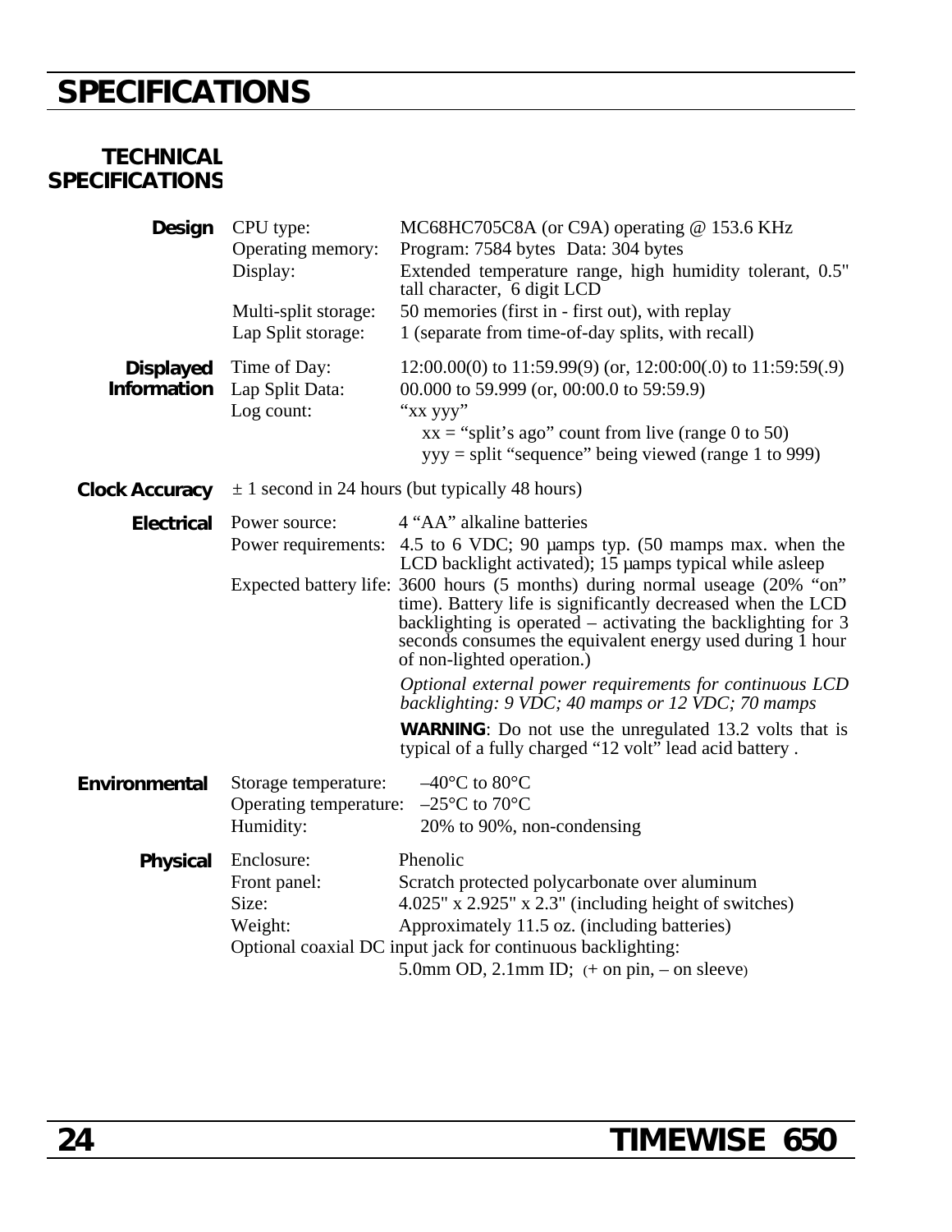# SPECIFICATIONS

## TECHNICAL SPECIFICATIONS

| | | |
|---|---|---|
| **Design** | CPU type: | MC68HC705C8A (or C9A) operating @ 153.6 KHz |
| | Operating memory: | Program: 7584 bytes Data: 304 bytes |
| | Display: | Extended temperature range, high humidity tolerant, 0.5" tall character, 6 digit LCD |
| | Multi-split storage: | 50 memories (first in - first out), with replay |
| | Lap Split storage: | 1 (separate from time-of-day splits, with recall) |
| **Displayed Information** | Time of Day: | 12:00.00(0) to 11:59.99(9) (or, 12:00:00(.0) to 11:59:59(.9) |
| | Lap Split Data: | 00.000 to 59.999 (or, 00:00.0 to 59:59.9) |
| | Log count: | "xx yyy"<br>xx = "split's ago" count from live (range 0 to 50)<br>yyy = split "sequence" being viewed (range 1 to 999) |
| **Clock Accuracy** | ± 1 second in 24 hours (but typically 48 hours) | |
| **Electrical** | Power source: | 4 "AA" alkaline batteries |
| | Power requirements: | 4.5 to 6 VDC; 90 µamps typ. (50 mamps max. when the LCD backlight activated); 15 µamps typical while asleep |
| | Expected battery life: | 3600 hours (5 months) during normal useage (20% "on" time). Battery life is significantly decreased when the LCD backlighting is operated – activating the backlighting for 3 seconds consumes the equivalent energy used during 1 hour of non-lighted operation.) |
| | | *Optional external power requirements for continuous LCD backlighting: 9 VDC; 40 mamps or 12 VDC; 70 mamps* |
| | | **WARNING**: Do not use the unregulated 13.2 volts that is typical of a fully charged "12 volt" lead acid battery . |
| **Environmental** | Storage temperature: | –40°C to 80°C |
| | Operating temperature: | –25°C to 70°C |
| | Humidity: | 20% to 90%, non-condensing |
| **Physical** | Enclosure: | Phenolic |
| | Front panel: | Scratch protected polycarbonate over aluminum |
| | Size: | 4.025" x 2.925" x 2.3" (including height of switches) |
| | Weight: | Approximately 11.5 oz. (including batteries) |
| | Optional coaxial DC input jack for continuous backlighting: | 5.0mm OD, 2.1mm ID; (+ on pin, – on sleeve) |